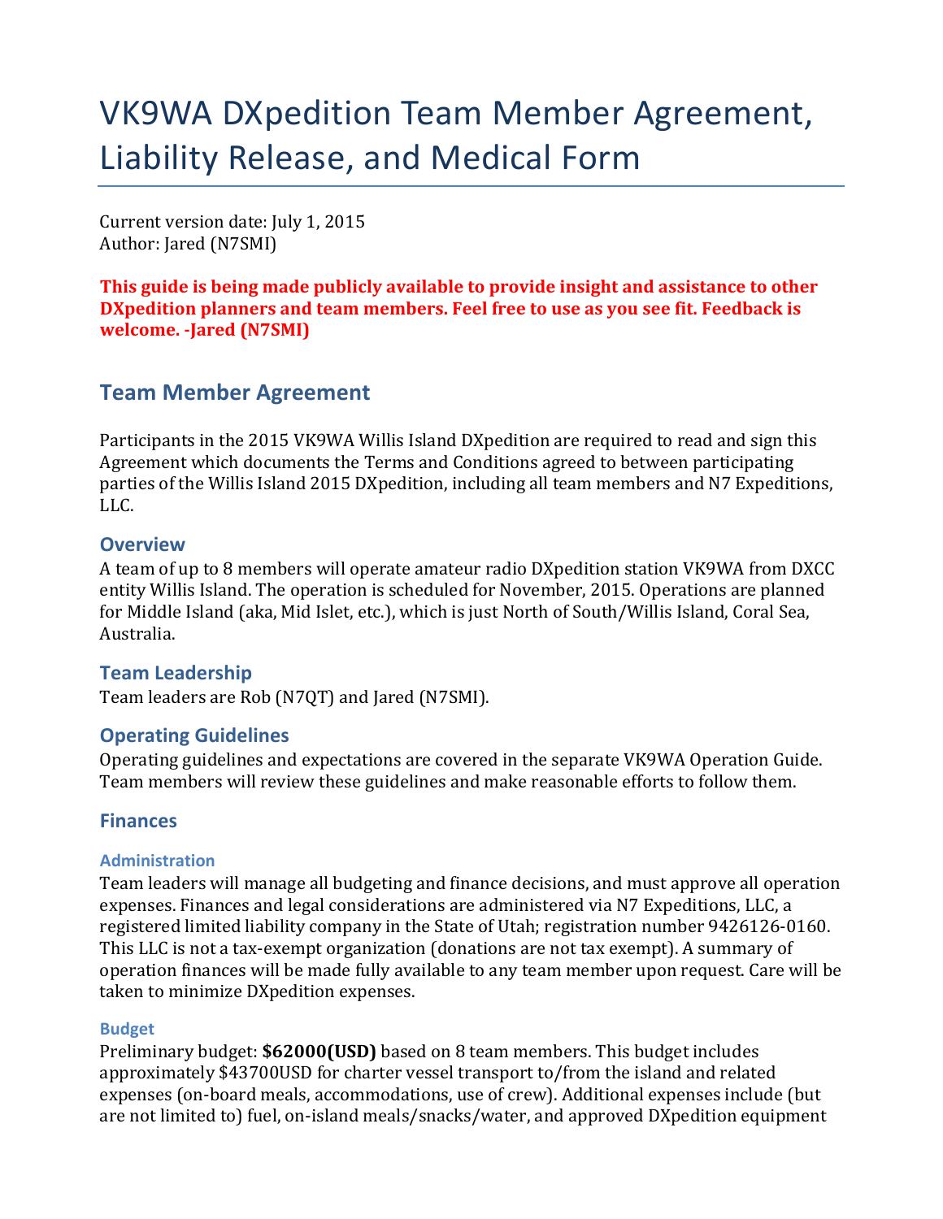# VK9WA DXpedition Team Member Agreement, Liability Release, and Medical Form

Current version date: July 1, 2015
Author: Jared (N7SMI)

**This guide is being made publicly available to provide insight and assistance to other DXpedition planners and team members. Feel free to use as you see fit. Feedback is welcome. -Jared (N7SMI)**

## Team Member Agreement

Participants in the 2015 VK9WA Willis Island DXpedition are required to read and sign this Agreement which documents the Terms and Conditions agreed to between participating parties of the Willis Island 2015 DXpedition, including all team members and N7 Expeditions, LLC.

### Overview

A team of up to 8 members will operate amateur radio DXpedition station VK9WA from DXCC entity Willis Island. The operation is scheduled for November, 2015. Operations are planned for Middle Island (aka, Mid Islet, etc.), which is just North of South/Willis Island, Coral Sea, Australia.

### Team Leadership

Team leaders are Rob (N7QT) and Jared (N7SMI).

### Operating Guidelines

Operating guidelines and expectations are covered in the separate VK9WA Operation Guide. Team members will review these guidelines and make reasonable efforts to follow them.

### Finances

#### Administration

Team leaders will manage all budgeting and finance decisions, and must approve all operation expenses. Finances and legal considerations are administered via N7 Expeditions, LLC, a registered limited liability company in the State of Utah; registration number 9426126-0160. This LLC is not a tax-exempt organization (donations are not tax exempt). A summary of operation finances will be made fully available to any team member upon request. Care will be taken to minimize DXpedition expenses.

#### Budget

Preliminary budget: **$62000(USD)** based on 8 team members. This budget includes approximately $43700USD for charter vessel transport to/from the island and related expenses (on-board meals, accommodations, use of crew). Additional expenses include (but are not limited to) fuel, on-island meals/snacks/water, and approved DXpedition equipment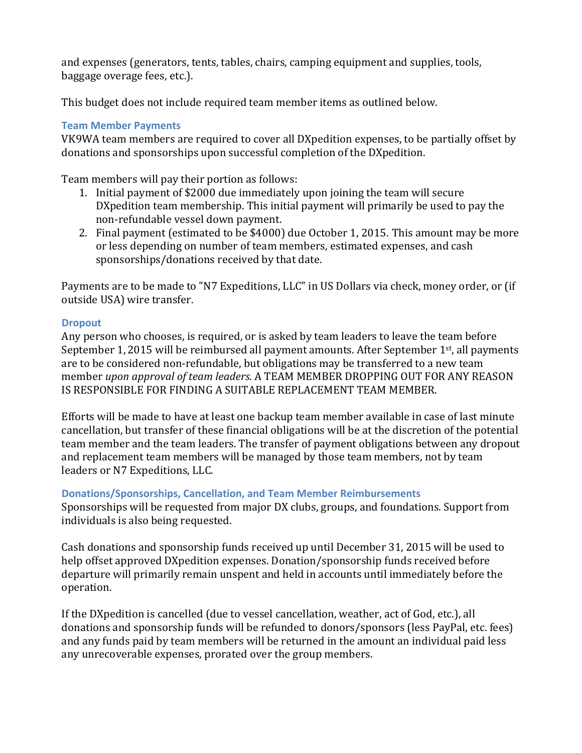and expenses (generators, tents, tables, chairs, camping equipment and supplies, tools, baggage overage fees, etc.).

This budget does not include required team member items as outlined below.

### Team Member Payments

VK9WA team members are required to cover all DXpedition expenses, to be partially offset by donations and sponsorships upon successful completion of the DXpedition.

Team members will pay their portion as follows:

1. Initial payment of $2000 due immediately upon joining the team will secure DXpedition team membership. This initial payment will primarily be used to pay the non-refundable vessel down payment.
2. Final payment (estimated to be $4000) due October 1, 2015. This amount may be more or less depending on number of team members, estimated expenses, and cash sponsorships/donations received by that date.

Payments are to be made to "N7 Expeditions, LLC" in US Dollars via check, money order, or (if outside USA) wire transfer.

### Dropout

Any person who chooses, is required, or is asked by team leaders to leave the team before September 1, 2015 will be reimbursed all payment amounts. After September 1st, all payments are to be considered non-refundable, but obligations may be transferred to a new team member *upon approval of team leaders*. A TEAM MEMBER DROPPING OUT FOR ANY REASON IS RESPONSIBLE FOR FINDING A SUITABLE REPLACEMENT TEAM MEMBER.

Efforts will be made to have at least one backup team member available in case of last minute cancellation, but transfer of these financial obligations will be at the discretion of the potential team member and the team leaders. The transfer of payment obligations between any dropout and replacement team members will be managed by those team members, not by team leaders or N7 Expeditions, LLC.

### Donations/Sponsorships, Cancellation, and Team Member Reimbursements

Sponsorships will be requested from major DX clubs, groups, and foundations. Support from individuals is also being requested.

Cash donations and sponsorship funds received up until December 31, 2015 will be used to help offset approved DXpedition expenses. Donation/sponsorship funds received before departure will primarily remain unspent and held in accounts until immediately before the operation.

If the DXpedition is cancelled (due to vessel cancellation, weather, act of God, etc.), all donations and sponsorship funds will be refunded to donors/sponsors (less PayPal, etc. fees) and any funds paid by team members will be returned in the amount an individual paid less any unrecoverable expenses, prorated over the group members.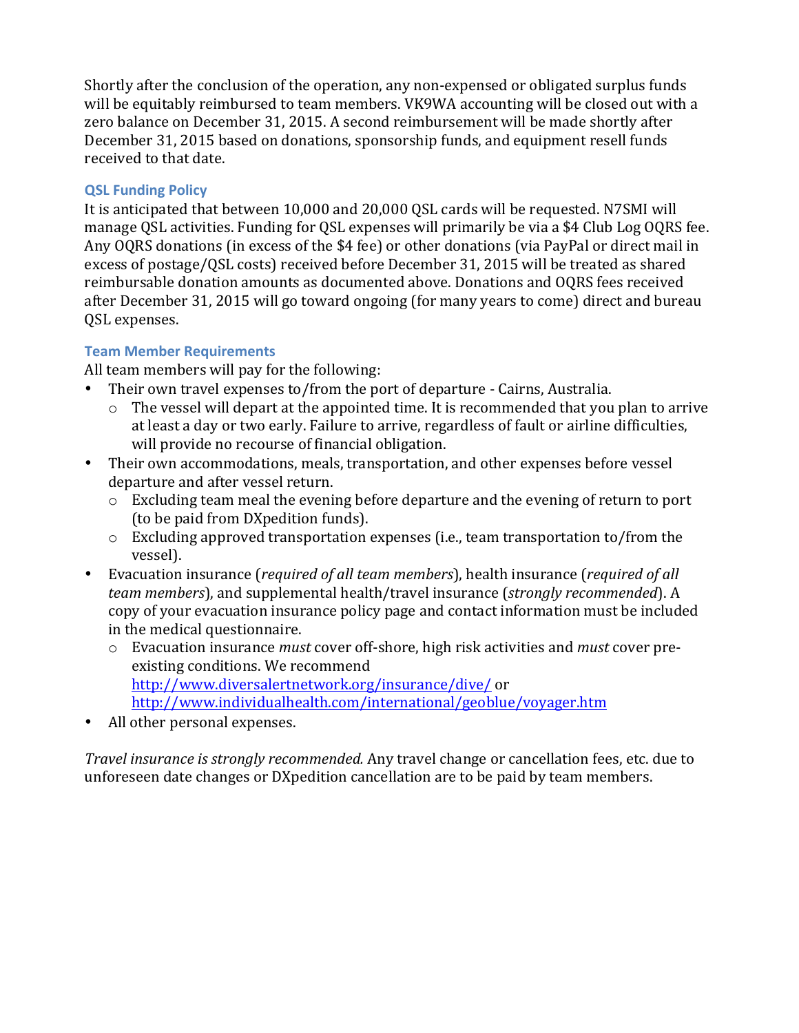Shortly after the conclusion of the operation, any non-expensed or obligated surplus funds will be equitably reimbursed to team members. VK9WA accounting will be closed out with a zero balance on December 31, 2015. A second reimbursement will be made shortly after December 31, 2015 based on donations, sponsorship funds, and equipment resell funds received to that date.

### QSL Funding Policy

It is anticipated that between 10,000 and 20,000 QSL cards will be requested. N7SMI will manage QSL activities. Funding for QSL expenses will primarily be via a $4 Club Log OQRS fee. Any OQRS donations (in excess of the $4 fee) or other donations (via PayPal or direct mail in excess of postage/QSL costs) received before December 31, 2015 will be treated as shared reimbursable donation amounts as documented above. Donations and OQRS fees received after December 31, 2015 will go toward ongoing (for many years to come) direct and bureau QSL expenses.

### Team Member Requirements

All team members will pay for the following:

- Their own travel expenses to/from the port of departure - Cairns, Australia.
  - The vessel will depart at the appointed time. It is recommended that you plan to arrive at least a day or two early. Failure to arrive, regardless of fault or airline difficulties, will provide no recourse of financial obligation.
- Their own accommodations, meals, transportation, and other expenses before vessel departure and after vessel return.
  - Excluding team meal the evening before departure and the evening of return to port (to be paid from DXpedition funds).
  - Excluding approved transportation expenses (i.e., team transportation to/from the vessel).
- Evacuation insurance (*required of all team members*), health insurance (*required of all team members*), and supplemental health/travel insurance (*strongly recommended*). A copy of your evacuation insurance policy page and contact information must be included in the medical questionnaire.
  - Evacuation insurance *must* cover off-shore, high risk activities and *must* cover pre-existing conditions. We recommend http://www.diversalertnetwork.org/insurance/dive/ or http://www.individualhealth.com/international/geoblue/voyager.htm
- All other personal expenses.

*Travel insurance is strongly recommended.* Any travel change or cancellation fees, etc. due to unforeseen date changes or DXpedition cancellation are to be paid by team members.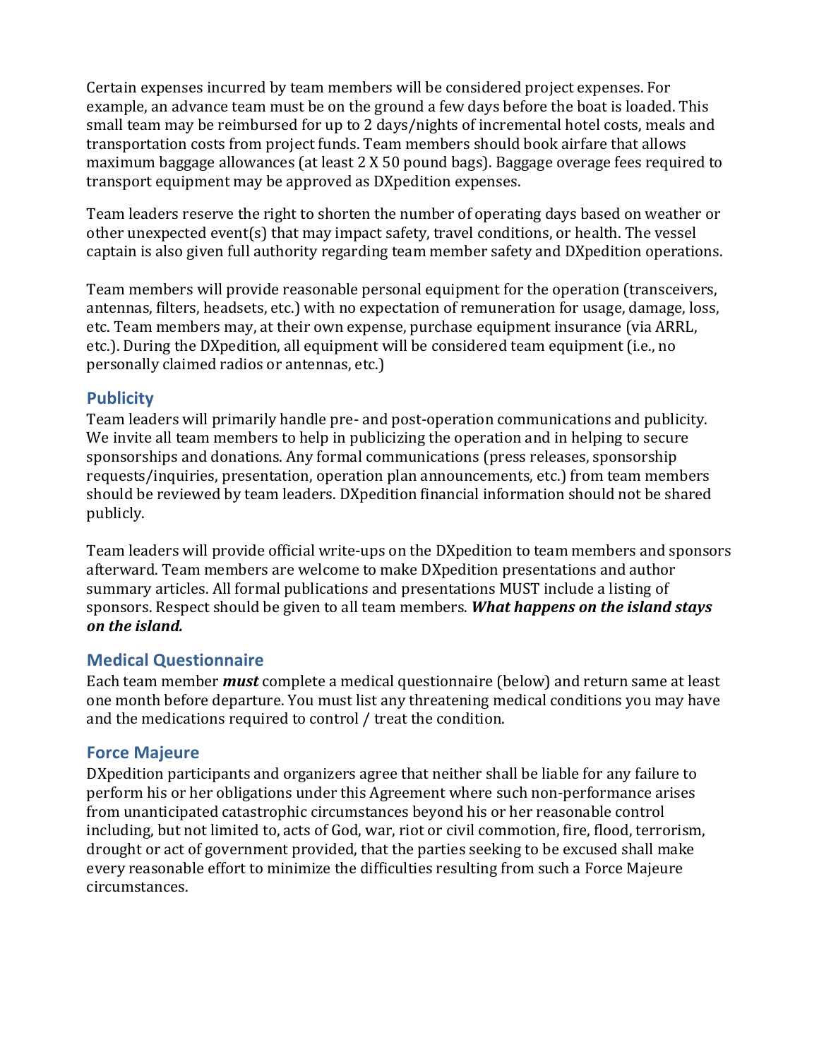Certain expenses incurred by team members will be considered project expenses. For example, an advance team must be on the ground a few days before the boat is loaded. This small team may be reimbursed for up to 2 days/nights of incremental hotel costs, meals and transportation costs from project funds. Team members should book airfare that allows maximum baggage allowances (at least 2 X 50 pound bags). Baggage overage fees required to transport equipment may be approved as DXpedition expenses.

Team leaders reserve the right to shorten the number of operating days based on weather or other unexpected event(s) that may impact safety, travel conditions, or health. The vessel captain is also given full authority regarding team member safety and DXpedition operations.

Team members will provide reasonable personal equipment for the operation (transceivers, antennas, filters, headsets, etc.) with no expectation of remuneration for usage, damage, loss, etc. Team members may, at their own expense, purchase equipment insurance (via ARRL, etc.). During the DXpedition, all equipment will be considered team equipment (i.e., no personally claimed radios or antennas, etc.)

## Publicity

Team leaders will primarily handle pre- and post-operation communications and publicity. We invite all team members to help in publicizing the operation and in helping to secure sponsorships and donations. Any formal communications (press releases, sponsorship requests/inquiries, presentation, operation plan announcements, etc.) from team members should be reviewed by team leaders. DXpedition financial information should not be shared publicly.

Team leaders will provide official write-ups on the DXpedition to team members and sponsors afterward. Team members are welcome to make DXpedition presentations and author summary articles. All formal publications and presentations MUST include a listing of sponsors. Respect should be given to all team members. ***What happens on the island stays on the island.***

## Medical Questionnaire

Each team member ***must*** complete a medical questionnaire (below) and return same at least one month before departure. You must list any threatening medical conditions you may have and the medications required to control / treat the condition.

## Force Majeure

DXpedition participants and organizers agree that neither shall be liable for any failure to perform his or her obligations under this Agreement where such non-performance arises from unanticipated catastrophic circumstances beyond his or her reasonable control including, but not limited to, acts of God, war, riot or civil commotion, fire, flood, terrorism, drought or act of government provided, that the parties seeking to be excused shall make every reasonable effort to minimize the difficulties resulting from such a Force Majeure circumstances.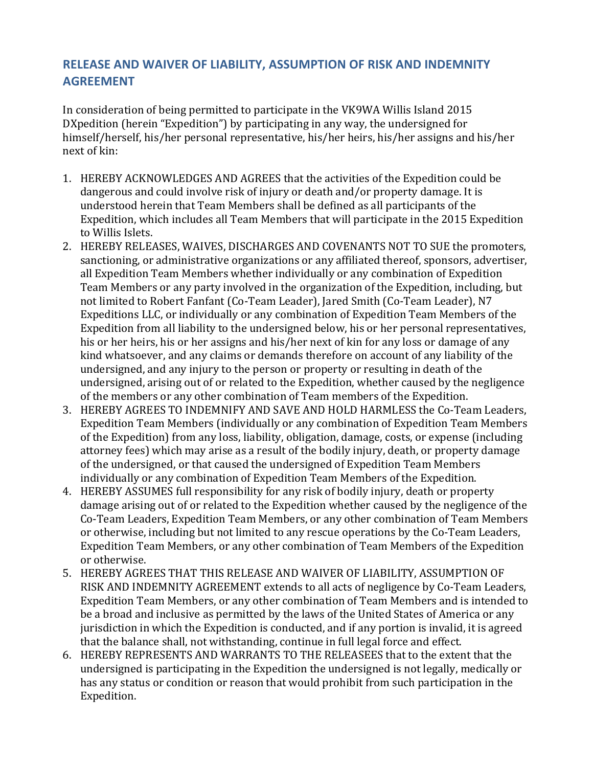## RELEASE AND WAIVER OF LIABILITY, ASSUMPTION OF RISK AND INDEMNITY AGREEMENT

In consideration of being permitted to participate in the VK9WA Willis Island 2015 DXpedition (herein "Expedition") by participating in any way, the undersigned for himself/herself, his/her personal representative, his/her heirs, his/her assigns and his/her next of kin:

1. HEREBY ACKNOWLEDGES AND AGREES that the activities of the Expedition could be dangerous and could involve risk of injury or death and/or property damage. It is understood herein that Team Members shall be defined as all participants of the Expedition, which includes all Team Members that will participate in the 2015 Expedition to Willis Islets.
2. HEREBY RELEASES, WAIVES, DISCHARGES AND COVENANTS NOT TO SUE the promoters, sanctioning, or administrative organizations or any affiliated thereof, sponsors, advertiser, all Expedition Team Members whether individually or any combination of Expedition Team Members or any party involved in the organization of the Expedition, including, but not limited to Robert Fanfant (Co-Team Leader), Jared Smith (Co-Team Leader), N7 Expeditions LLC, or individually or any combination of Expedition Team Members of the Expedition from all liability to the undersigned below, his or her personal representatives, his or her heirs, his or her assigns and his/her next of kin for any loss or damage of any kind whatsoever, and any claims or demands therefore on account of any liability of the undersigned, and any injury to the person or property or resulting in death of the undersigned, arising out of or related to the Expedition, whether caused by the negligence of the members or any other combination of Team members of the Expedition.
3. HEREBY AGREES TO INDEMNIFY AND SAVE AND HOLD HARMLESS the Co-Team Leaders, Expedition Team Members (individually or any combination of Expedition Team Members of the Expedition) from any loss, liability, obligation, damage, costs, or expense (including attorney fees) which may arise as a result of the bodily injury, death, or property damage of the undersigned, or that caused the undersigned of Expedition Team Members individually or any combination of Expedition Team Members of the Expedition.
4. HEREBY ASSUMES full responsibility for any risk of bodily injury, death or property damage arising out of or related to the Expedition whether caused by the negligence of the Co-Team Leaders, Expedition Team Members, or any other combination of Team Members or otherwise, including but not limited to any rescue operations by the Co-Team Leaders, Expedition Team Members, or any other combination of Team Members of the Expedition or otherwise.
5. HEREBY AGREES THAT THIS RELEASE AND WAIVER OF LIABILITY, ASSUMPTION OF RISK AND INDEMNITY AGREEMENT extends to all acts of negligence by Co-Team Leaders, Expedition Team Members, or any other combination of Team Members and is intended to be a broad and inclusive as permitted by the laws of the United States of America or any jurisdiction in which the Expedition is conducted, and if any portion is invalid, it is agreed that the balance shall, not withstanding, continue in full legal force and effect.
6. HEREBY REPRESENTS AND WARRANTS TO THE RELEASEES that to the extent that the undersigned is participating in the Expedition the undersigned is not legally, medically or has any status or condition or reason that would prohibit from such participation in the Expedition.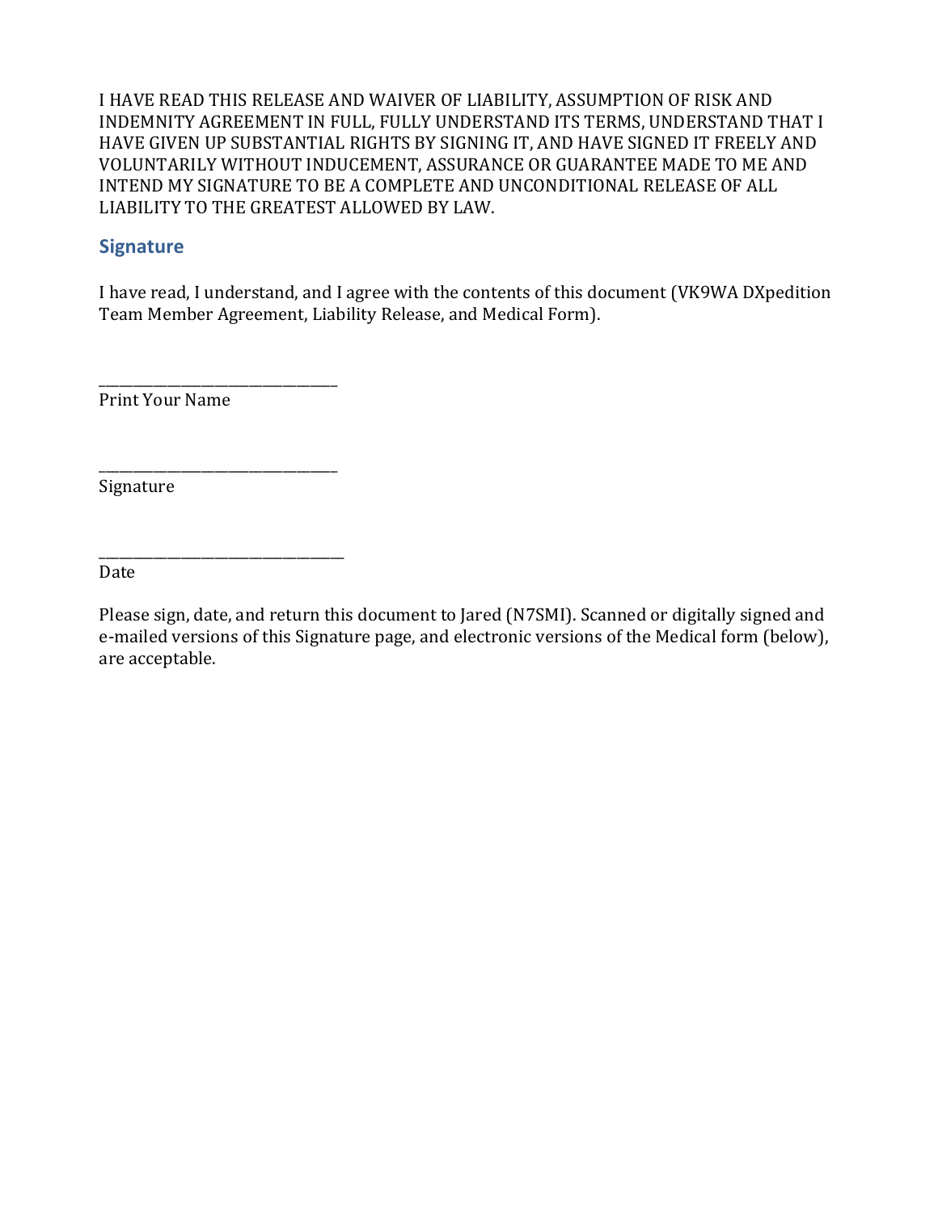I HAVE READ THIS RELEASE AND WAIVER OF LIABILITY, ASSUMPTION OF RISK AND INDEMNITY AGREEMENT IN FULL, FULLY UNDERSTAND ITS TERMS, UNDERSTAND THAT I HAVE GIVEN UP SUBSTANTIAL RIGHTS BY SIGNING IT, AND HAVE SIGNED IT FREELY AND VOLUNTARILY WITHOUT INDUCEMENT, ASSURANCE OR GUARANTEE MADE TO ME AND INTEND MY SIGNATURE TO BE A COMPLETE AND UNCONDITIONAL RELEASE OF ALL LIABILITY TO THE GREATEST ALLOWED BY LAW.

## Signature

I have read, I understand, and I agree with the contents of this document (VK9WA DXpedition Team Member Agreement, Liability Release, and Medical Form).

_______________________________
Print Your Name

_______________________________
Signature

________________________________
Date

Please sign, date, and return this document to Jared (N7SMI). Scanned or digitally signed and e-mailed versions of this Signature page, and electronic versions of the Medical form (below), are acceptable.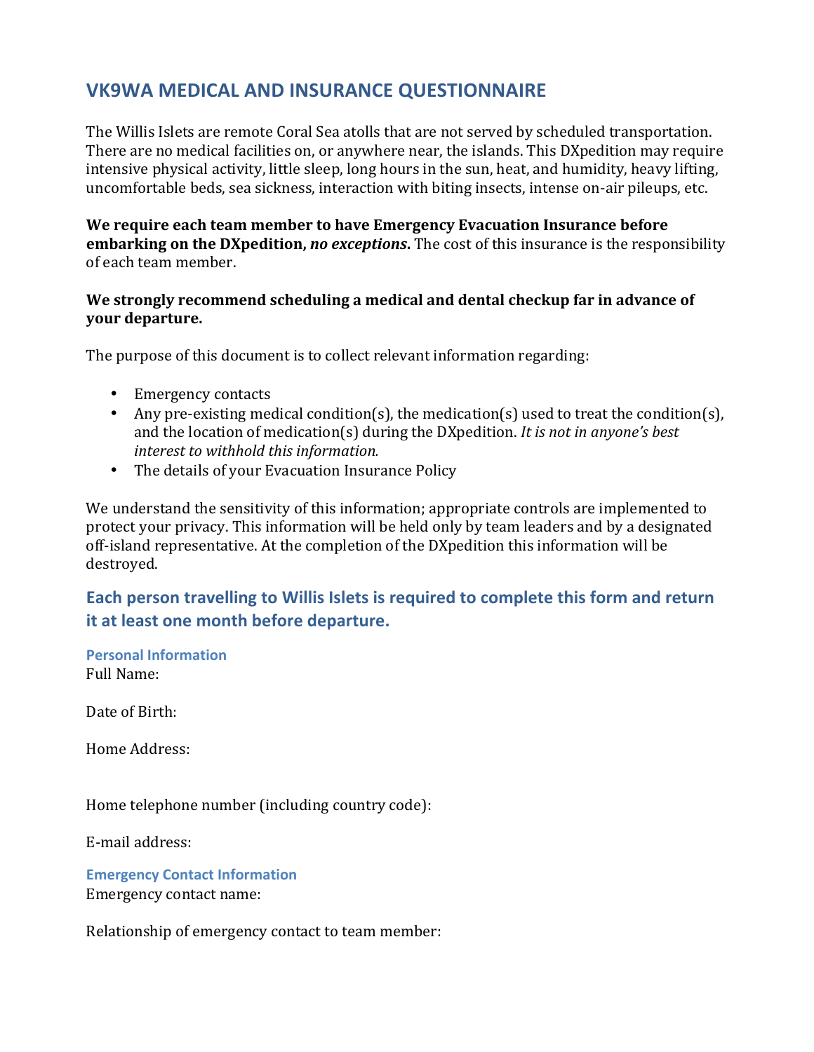# VK9WA MEDICAL AND INSURANCE QUESTIONNAIRE

The Willis Islets are remote Coral Sea atolls that are not served by scheduled transportation. There are no medical facilities on, or anywhere near, the islands. This DXpedition may require intensive physical activity, little sleep, long hours in the sun, heat, and humidity, heavy lifting, uncomfortable beds, sea sickness, interaction with biting insects, intense on-air pileups, etc.

**We require each team member to have Emergency Evacuation Insurance before embarking on the DXpedition, *no exceptions*.** The cost of this insurance is the responsibility of each team member.

**We strongly recommend scheduling a medical and dental checkup far in advance of your departure.**

The purpose of this document is to collect relevant information regarding:

- Emergency contacts
- Any pre-existing medical condition(s), the medication(s) used to treat the condition(s), and the location of medication(s) during the DXpedition. *It is not in anyone's best interest to withhold this information.*
- The details of your Evacuation Insurance Policy

We understand the sensitivity of this information; appropriate controls are implemented to protect your privacy. This information will be held only by team leaders and by a designated off-island representative. At the completion of the DXpedition this information will be destroyed.

## Each person travelling to Willis Islets is required to complete this form and return it at least one month before departure.

### Personal Information

Full Name:

Date of Birth:

Home Address:

Home telephone number (including country code):

E-mail address:

### Emergency Contact Information

Emergency contact name:

Relationship of emergency contact to team member: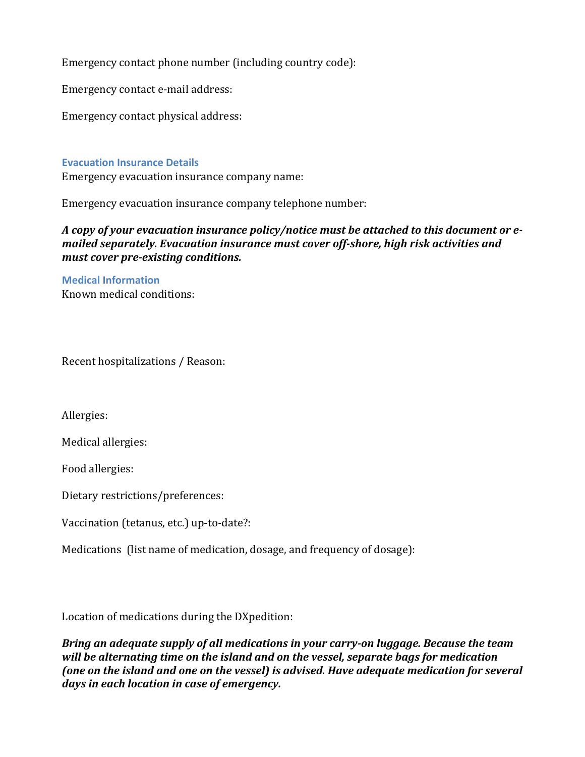Emergency contact phone number (including country code):

Emergency contact e-mail address:

Emergency contact physical address:

### Evacuation Insurance Details

Emergency evacuation insurance company name:

Emergency evacuation insurance company telephone number:

***A copy of your evacuation insurance policy/notice must be attached to this document or e-mailed separately. Evacuation insurance must cover off-shore, high risk activities and must cover pre-existing conditions.***

### Medical Information

Known medical conditions:

Recent hospitalizations / Reason:

Allergies:

Medical allergies:

Food allergies:

Dietary restrictions/preferences:

Vaccination (tetanus, etc.) up-to-date?:

Medications (list name of medication, dosage, and frequency of dosage):

Location of medications during the DXpedition:

***Bring an adequate supply of all medications in your carry-on luggage. Because the team will be alternating time on the island and on the vessel, separate bags for medication (one on the island and one on the vessel) is advised. Have adequate medication for several days in each location in case of emergency.***